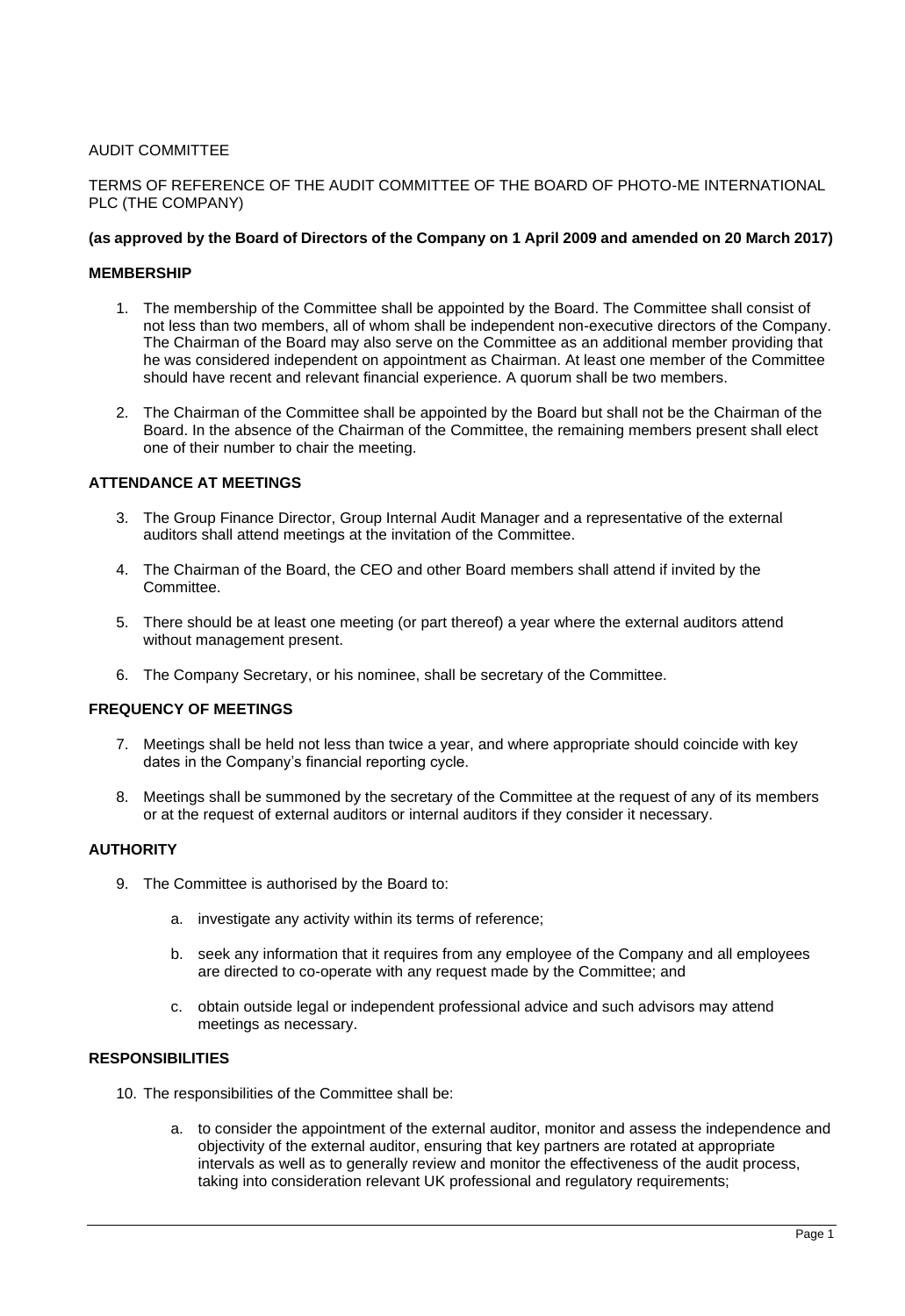AUDIT COMMITTEE

TERMS OF REFERENCE OF THE AUDIT COMMITTEE OF THE BOARD OF PHOTO-ME INTERNATIONAL PLC (THE COMPANY)

**(as approved by the Board of Directors of the Company on 1 April 2009 and amended on 20 March 2017)**

**MEMBERSHIP**

1. The membership of the Committee shall be appointed by the Board. The Committee shall consist of not less than two members, all of whom shall be independent non-executive directors of the Company. The Chairman of the Board may also serve on the Committee as an additional member providing that he was considered independent on appointment as Chairman. At least one member of the Committee should have recent and relevant financial experience. A quorum shall be two members.

2. The Chairman of the Committee shall be appointed by the Board but shall not be the Chairman of the Board. In the absence of the Chairman of the Committee, the remaining members present shall elect one of their number to chair the meeting.

**ATTENDANCE AT MEETINGS**

3. The Group Finance Director, Group Internal Audit Manager and a representative of the external auditors shall attend meetings at the invitation of the Committee.

4. The Chairman of the Board, the CEO and other Board members shall attend if invited by the Committee.

5. There should be at least one meeting (or part thereof) a year where the external auditors attend without management present.

6. The Company Secretary, or his nominee, shall be secretary of the Committee.

**FREQUENCY OF MEETINGS**

7. Meetings shall be held not less than twice a year, and where appropriate should coincide with key dates in the Company's financial reporting cycle.

8. Meetings shall be summoned by the secretary of the Committee at the request of any of its members or at the request of external auditors or internal auditors if they consider it necessary.

**AUTHORITY**

9. The Committee is authorised by the Board to:

   a. investigate any activity within its terms of reference;

   b. seek any information that it requires from any employee of the Company and all employees are directed to co-operate with any request made by the Committee; and

   c. obtain outside legal or independent professional advice and such advisors may attend meetings as necessary.

**RESPONSIBILITIES**

10. The responsibilities of the Committee shall be:

    a. to consider the appointment of the external auditor, monitor and assess the independence and objectivity of the external auditor, ensuring that key partners are rotated at appropriate intervals as well as to generally review and monitor the effectiveness of the audit process, taking into consideration relevant UK professional and regulatory requirements;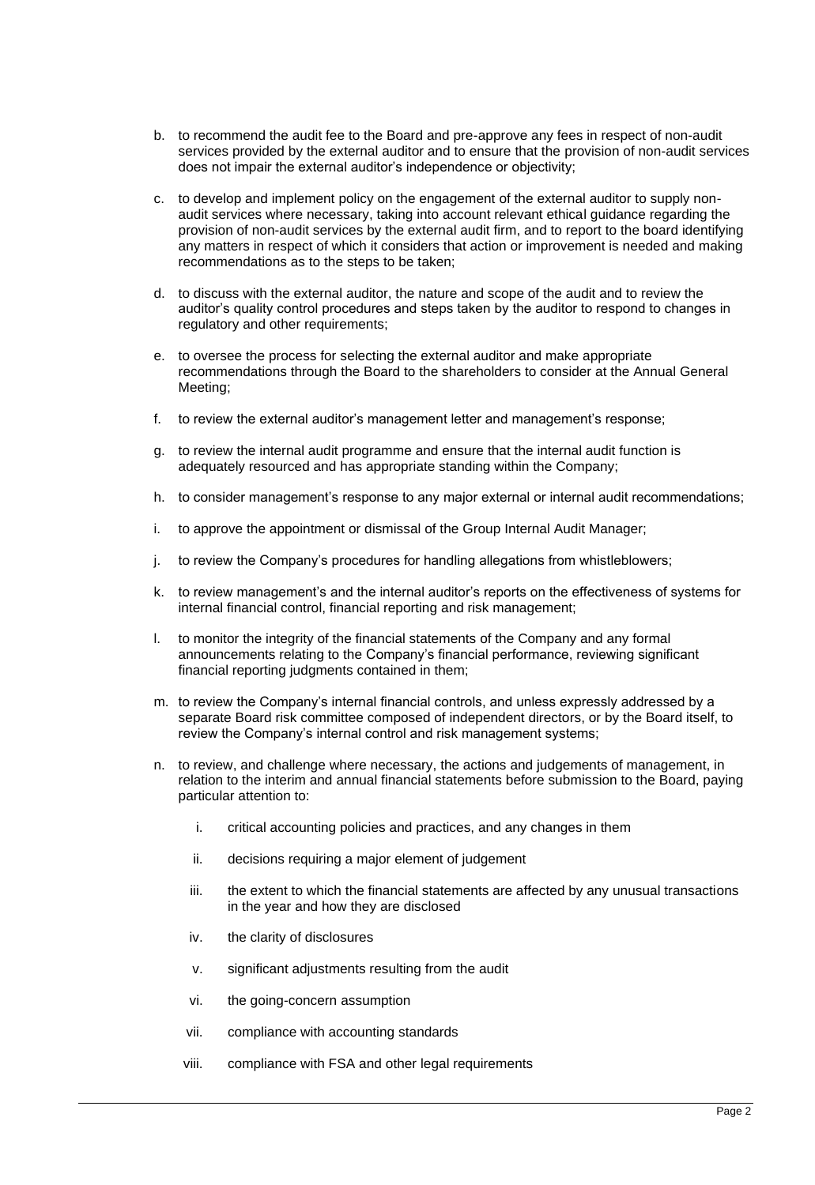b. to recommend the audit fee to the Board and pre-approve any fees in respect of non-audit services provided by the external auditor and to ensure that the provision of non-audit services does not impair the external auditor's independence or objectivity;

c. to develop and implement policy on the engagement of the external auditor to supply non-audit services where necessary, taking into account relevant ethical guidance regarding the provision of non-audit services by the external audit firm, and to report to the board identifying any matters in respect of which it considers that action or improvement is needed and making recommendations as to the steps to be taken;

d. to discuss with the external auditor, the nature and scope of the audit and to review the auditor's quality control procedures and steps taken by the auditor to respond to changes in regulatory and other requirements;

e. to oversee the process for selecting the external auditor and make appropriate recommendations through the Board to the shareholders to consider at the Annual General Meeting;

f. to review the external auditor's management letter and management's response;

g. to review the internal audit programme and ensure that the internal audit function is adequately resourced and has appropriate standing within the Company;

h. to consider management's response to any major external or internal audit recommendations;

i. to approve the appointment or dismissal of the Group Internal Audit Manager;

j. to review the Company's procedures for handling allegations from whistleblowers;

k. to review management's and the internal auditor's reports on the effectiveness of systems for internal financial control, financial reporting and risk management;

l. to monitor the integrity of the financial statements of the Company and any formal announcements relating to the Company's financial performance, reviewing significant financial reporting judgments contained in them;

m. to review the Company's internal financial controls, and unless expressly addressed by a separate Board risk committee composed of independent directors, or by the Board itself, to review the Company's internal control and risk management systems;

n. to review, and challenge where necessary, the actions and judgements of management, in relation to the interim and annual financial statements before submission to the Board, paying particular attention to:

   i. critical accounting policies and practices, and any changes in them

   ii. decisions requiring a major element of judgement

   iii. the extent to which the financial statements are affected by any unusual transactions in the year and how they are disclosed

   iv. the clarity of disclosures

   v. significant adjustments resulting from the audit

   vi. the going-concern assumption

   vii. compliance with accounting standards

   viii. compliance with FSA and other legal requirements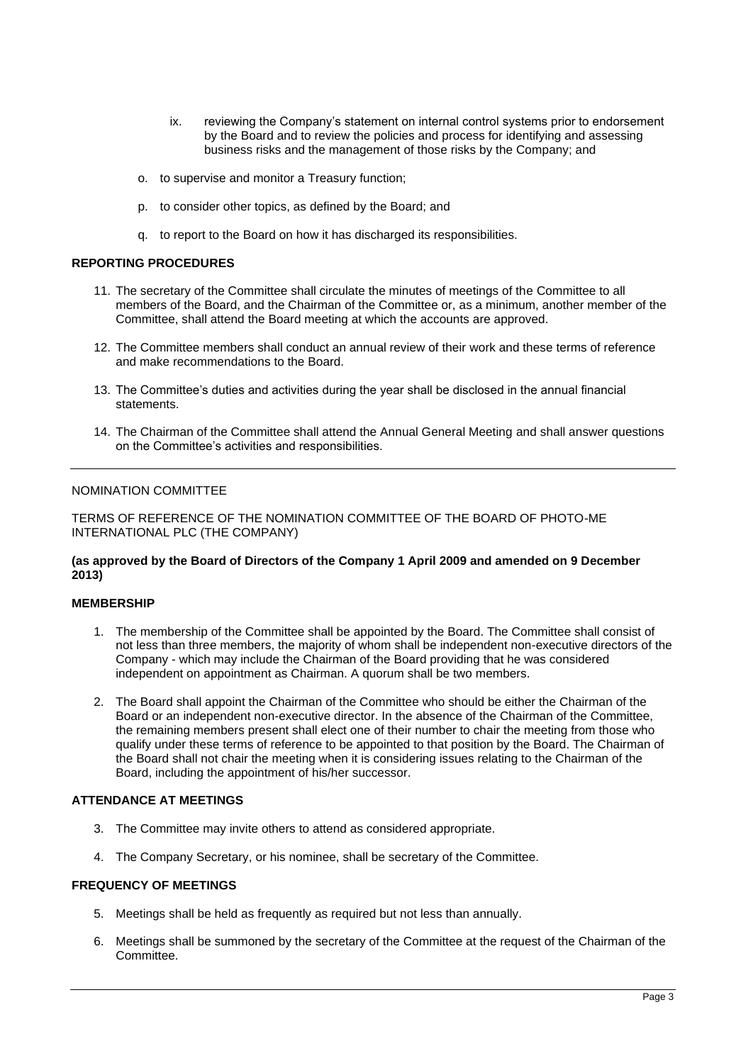ix. reviewing the Company's statement on internal control systems prior to endorsement by the Board and to review the policies and process for identifying and assessing business risks and the management of those risks by the Company; and

o. to supervise and monitor a Treasury function;

p. to consider other topics, as defined by the Board; and

q. to report to the Board on how it has discharged its responsibilities.

**REPORTING PROCEDURES**

11. The secretary of the Committee shall circulate the minutes of meetings of the Committee to all members of the Board, and the Chairman of the Committee or, as a minimum, another member of the Committee, shall attend the Board meeting at which the accounts are approved.

12. The Committee members shall conduct an annual review of their work and these terms of reference and make recommendations to the Board.

13. The Committee's duties and activities during the year shall be disclosed in the annual financial statements.

14. The Chairman of the Committee shall attend the Annual General Meeting and shall answer questions on the Committee's activities and responsibilities.

---

NOMINATION COMMITTEE

TERMS OF REFERENCE OF THE NOMINATION COMMITTEE OF THE BOARD OF PHOTO-ME INTERNATIONAL PLC (THE COMPANY)

**(as approved by the Board of Directors of the Company 1 April 2009 and amended on 9 December 2013)**

**MEMBERSHIP**

1. The membership of the Committee shall be appointed by the Board. The Committee shall consist of not less than three members, the majority of whom shall be independent non-executive directors of the Company - which may include the Chairman of the Board providing that he was considered independent on appointment as Chairman. A quorum shall be two members.

2. The Board shall appoint the Chairman of the Committee who should be either the Chairman of the Board or an independent non-executive director. In the absence of the Chairman of the Committee, the remaining members present shall elect one of their number to chair the meeting from those who qualify under these terms of reference to be appointed to that position by the Board. The Chairman of the Board shall not chair the meeting when it is considering issues relating to the Chairman of the Board, including the appointment of his/her successor.

**ATTENDANCE AT MEETINGS**

3. The Committee may invite others to attend as considered appropriate.

4. The Company Secretary, or his nominee, shall be secretary of the Committee.

**FREQUENCY OF MEETINGS**

5. Meetings shall be held as frequently as required but not less than annually.

6. Meetings shall be summoned by the secretary of the Committee at the request of the Chairman of the Committee.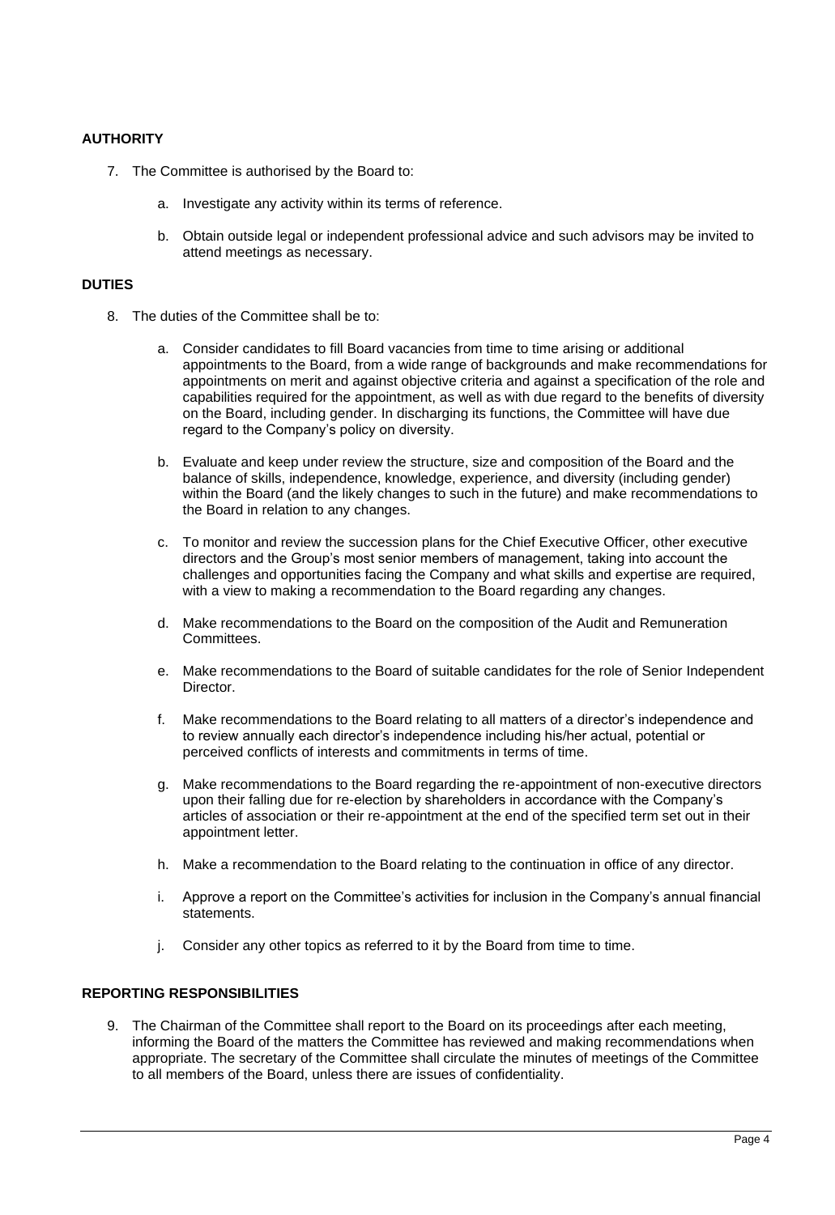## AUTHORITY

7. The Committee is authorised by the Board to:

    a. Investigate any activity within its terms of reference.

    b. Obtain outside legal or independent professional advice and such advisors may be invited to attend meetings as necessary.

## DUTIES

8. The duties of the Committee shall be to:

    a. Consider candidates to fill Board vacancies from time to time arising or additional appointments to the Board, from a wide range of backgrounds and make recommendations for appointments on merit and against objective criteria and against a specification of the role and capabilities required for the appointment, as well as with due regard to the benefits of diversity on the Board, including gender. In discharging its functions, the Committee will have due regard to the Company's policy on diversity.

    b. Evaluate and keep under review the structure, size and composition of the Board and the balance of skills, independence, knowledge, experience, and diversity (including gender) within the Board (and the likely changes to such in the future) and make recommendations to the Board in relation to any changes.

    c. To monitor and review the succession plans for the Chief Executive Officer, other executive directors and the Group's most senior members of management, taking into account the challenges and opportunities facing the Company and what skills and expertise are required, with a view to making a recommendation to the Board regarding any changes.

    d. Make recommendations to the Board on the composition of the Audit and Remuneration Committees.

    e. Make recommendations to the Board of suitable candidates for the role of Senior Independent Director.

    f. Make recommendations to the Board relating to all matters of a director's independence and to review annually each director's independence including his/her actual, potential or perceived conflicts of interests and commitments in terms of time.

    g. Make recommendations to the Board regarding the re-appointment of non-executive directors upon their falling due for re-election by shareholders in accordance with the Company's articles of association or their re-appointment at the end of the specified term set out in their appointment letter.

    h. Make a recommendation to the Board relating to the continuation in office of any director.

    i. Approve a report on the Committee's activities for inclusion in the Company's annual financial statements.

    j. Consider any other topics as referred to it by the Board from time to time.

## REPORTING RESPONSIBILITIES

9. The Chairman of the Committee shall report to the Board on its proceedings after each meeting, informing the Board of the matters the Committee has reviewed and making recommendations when appropriate. The secretary of the Committee shall circulate the minutes of meetings of the Committee to all members of the Board, unless there are issues of confidentiality.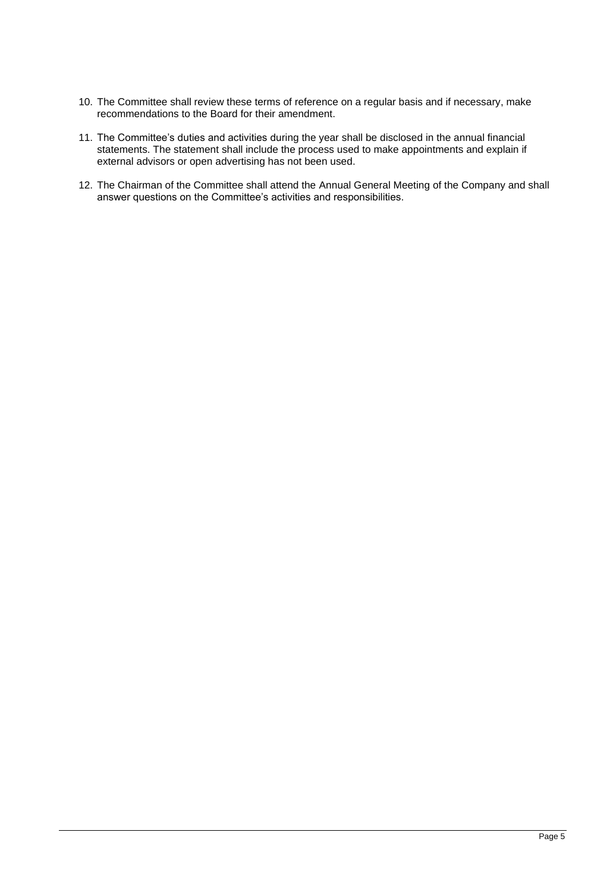10. The Committee shall review these terms of reference on a regular basis and if necessary, make recommendations to the Board for their amendment.

11. The Committee's duties and activities during the year shall be disclosed in the annual financial statements. The statement shall include the process used to make appointments and explain if external advisors or open advertising has not been used.

12. The Chairman of the Committee shall attend the Annual General Meeting of the Company and shall answer questions on the Committee's activities and responsibilities.